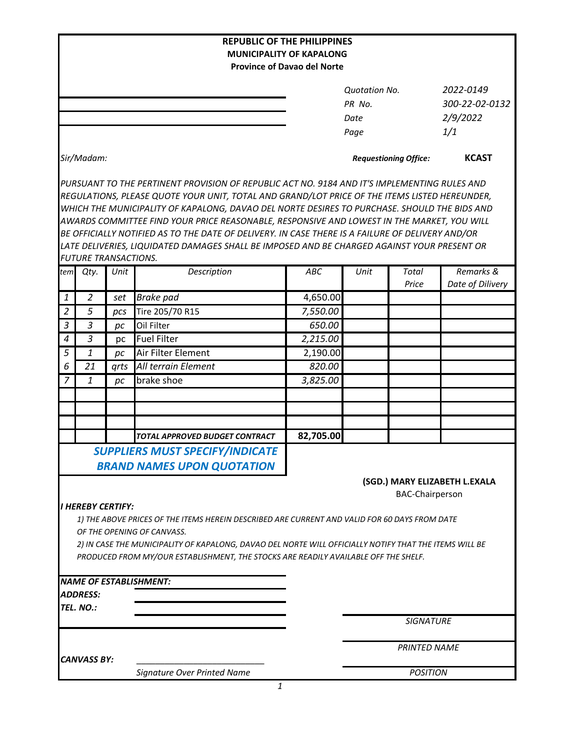**REPUBLIC OF THE PHILIPPINES**
**MUNICIPALITY OF KAPALONG**
**Province of Davao del Norte**

| | |
|---|---|
| *Quotation No.* | *2022-0149* |
| *PR No.* | *300-22-02-0132* |
| *Date* | *2/9/2022* |
| *Page* | *1/1* |

*Sir/Madam:*

***Requestioning Office:*** **KCAST**

*PURSUANT TO THE PERTINENT PROVISION OF REPUBLIC ACT NO. 9184 AND IT'S IMPLEMENTING RULES AND REGULATIONS, PLEASE QUOTE YOUR UNIT, TOTAL AND GRAND/LOT PRICE OF THE ITEMS LISTED HEREUNDER, WHICH THE MUNICIPALITY OF KAPALONG, DAVAO DEL NORTE DESIRES TO PURCHASE. SHOULD THE BIDS AND AWARDS COMMITTEE FIND YOUR PRICE REASONABLE, RESPONSIVE AND LOWEST IN THE MARKET, YOU WILL BE OFFICIALLY NOTIFIED AS TO THE DATE OF DELIVERY. IN CASE THERE IS A FAILURE OF DELIVERY AND/OR LATE DELIVERIES, LIQUIDATED DAMAGES SHALL BE IMPOSED AND BE CHARGED AGAINST YOUR PRESENT OR FUTURE TRANSACTIONS.*

| tem | Qty. | Unit | Description | ABC | Unit | Total Price | Remarks & Date of Dilivery |
|---|---|---|---|---|---|---|---|
| 1 | 2 | set | Brake pad | 4,650.00 | | | |
| 2 | 5 | pcs | Tire 205/70 R15 | 7,550.00 | | | |
| 3 | 3 | pc | Oil Filter | 650.00 | | | |
| 4 | 3 | pc | Fuel Filter | 2,215.00 | | | |
| 5 | 1 | pc | Air Filter Element | 2,190.00 | | | |
| 6 | 21 | qrts | All terrain Element | 820.00 | | | |
| 7 | 1 | pc | brake shoe | 3,825.00 | | | |
| | | | | | | | |
| | | | | | | | |
| | | | | | | | |
| | | | *TOTAL APPROVED BUDGET CONTRACT* | **82,705.00** | | | |

***SUPPLIERS MUST SPECIFY/INDICATE BRAND NAMES UPON QUOTATION***

**(SGD.) MARY ELIZABETH L.EXALA**
BAC-Chairperson

***I HEREBY CERTIFY:***

*1) THE ABOVE PRICES OF THE ITEMS HEREIN DESCRIBED ARE CURRENT AND VALID FOR 60 DAYS FROM DATE OF THE OPENING OF CANVASS.*

*2) IN CASE THE MUNICIPALITY OF KAPALONG, DAVAO DEL NORTE WILL OFFICIALLY NOTIFY THAT THE ITEMS WILL BE PRODUCED FROM MY/OUR ESTABLISHMENT, THE STOCKS ARE READILY AVAILABLE OFF THE SHELF.*

***NAME OF ESTABLISHMENT:***
***ADDRESS:***
***TEL. NO.:***

*SIGNATURE*

*PRINTED NAME*

***CANVASS BY:*** ____________________________
*Signature Over Printed Name*

*POSITION*